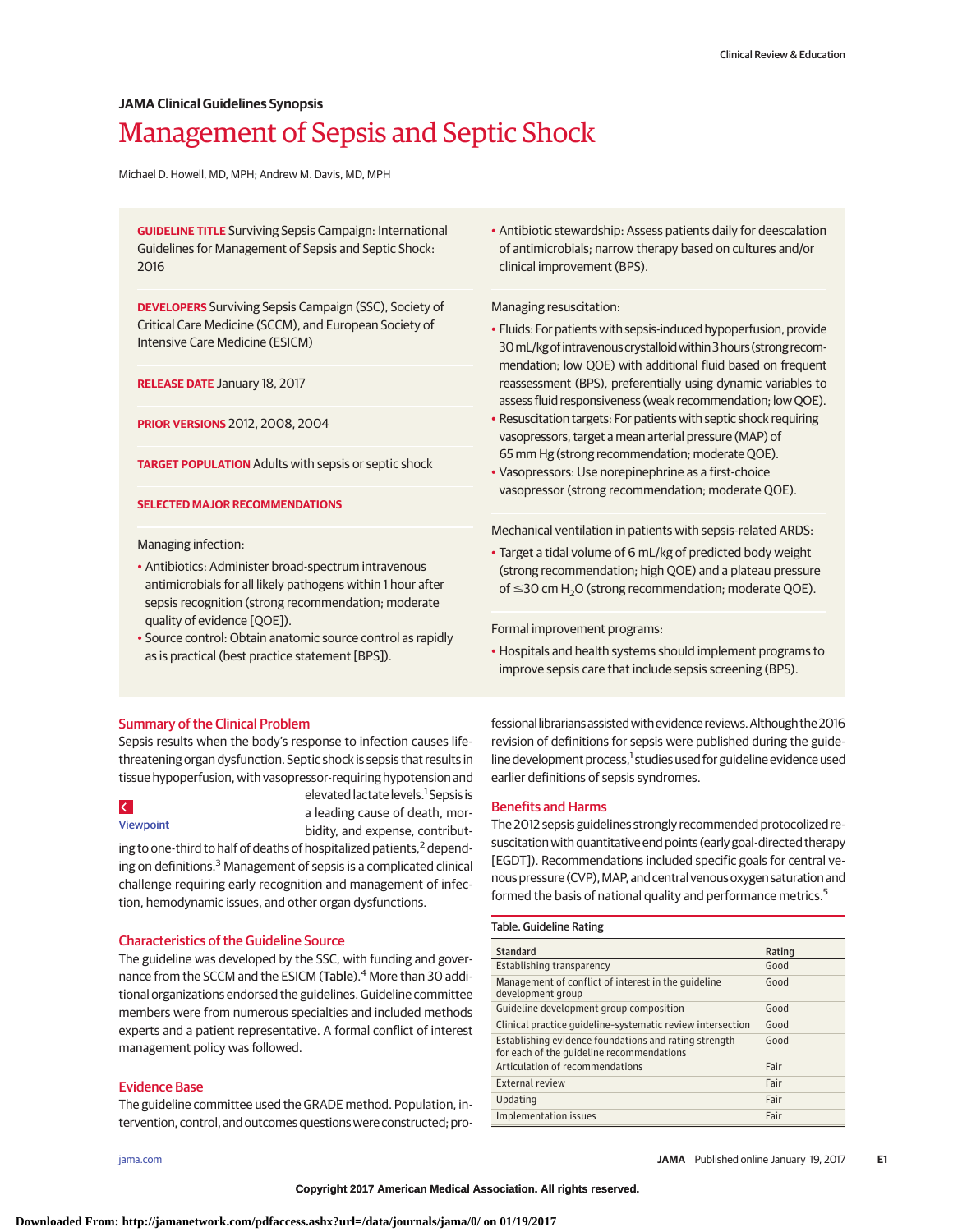JAMA Clinical Guidelines Synopsis

# Management of Sepsis and Septic Shock

Michael D. Howell, MD, MPH; Andrew M. Davis, MD, MPH

**GUIDELINE TITLE** Surviving Sepsis Campaign: International Guidelines for Management of Sepsis and Septic Shock: 2016

**DEVELOPERS** Surviving Sepsis Campaign (SSC), Society of Critical Care Medicine (SCCM), and European Society of Intensive Care Medicine (ESICM)

**RELEASE DATE** January 18, 2017

**PRIOR VERSIONS** 2012, 2008, 2004

**TARGET POPULATION** Adults with sepsis or septic shock

**SELECTED MAJOR RECOMMENDATIONS**

Managing infection:

- Antibiotics: Administer broad-spectrum intravenous antimicrobials for all likely pathogens within 1 hour after sepsis recognition (strong recommendation; moderate quality of evidence [QOE]).
- Source control: Obtain anatomic source control as rapidly as is practical (best practice statement [BPS]).
- Antibiotic stewardship: Assess patients daily for deescalation of antimicrobials; narrow therapy based on cultures and/or clinical improvement (BPS).

Managing resuscitation:

- Fluids: For patients with sepsis-induced hypoperfusion, provide 30 mL/kg of intravenous crystalloid within 3 hours (strong recommendation; low QOE) with additional fluid based on frequent reassessment (BPS), preferentially using dynamic variables to assess fluid responsiveness (weak recommendation; low QOE).
- Resuscitation targets: For patients with septic shock requiring vasopressors, target a mean arterial pressure (MAP) of 65 mm Hg (strong recommendation; moderate QOE).
- Vasopressors: Use norepinephrine as a first-choice vasopressor (strong recommendation; moderate QOE).

Mechanical ventilation in patients with sepsis-related ARDS:

- Target a tidal volume of 6 mL/kg of predicted body weight (strong recommendation; high QOE) and a plateau pressure of ≤30 cm $H_2O$ (strong recommendation; moderate QOE).

Formal improvement programs:

- Hospitals and health systems should implement programs to improve sepsis care that include sepsis screening (BPS).

## Summary of the Clinical Problem

Sepsis results when the body's response to infection causes life-threatening organ dysfunction. Septic shock is sepsis that results in tissue hypoperfusion, with vasopressor-requiring hypotension and elevated lactate levels.[1] Sepsis is a leading cause of death, morbidity, and expense, contributing to one-third to half of deaths of hospitalized patients,[2] depending on definitions.[3] Management of sepsis is a complicated clinical challenge requiring early recognition and management of infection, hemodynamic issues, and other organ dysfunctions.

Viewpoint

## Characteristics of the Guideline Source

The guideline was developed by the SSC, with funding and governance from the SCCM and the ESICM (Table).[4] More than 30 additional organizations endorsed the guidelines. Guideline committee members were from numerous specialties and included methods experts and a patient representative. A formal conflict of interest management policy was followed.

## Evidence Base

The guideline committee used the GRADE method. Population, intervention, control, and outcomes questions were constructed; professional librarians assisted with evidence reviews. Although the 2016 revision of definitions for sepsis were published during the guideline development process,[1] studies used for guideline evidence used earlier definitions of sepsis syndromes.

## Benefits and Harms

The 2012 sepsis guidelines strongly recommended protocolized resuscitation with quantitative end points (early goal-directed therapy [EGDT]). Recommendations included specific goals for central venous pressure (CVP), MAP, and central venous oxygen saturation and formed the basis of national quality and performance metrics.[5]

Table. Guideline Rating

| Standard | Rating |
|---|---|
| Establishing transparency | Good |
| Management of conflict of interest in the guideline development group | Good |
| Guideline development group composition | Good |
| Clinical practice guideline–systematic review intersection | Good |
| Establishing evidence foundations and rating strength for each of the guideline recommendations | Good |
| Articulation of recommendations | Fair |
| External review | Fair |
| Updating | Fair |
| Implementation issues | Fair |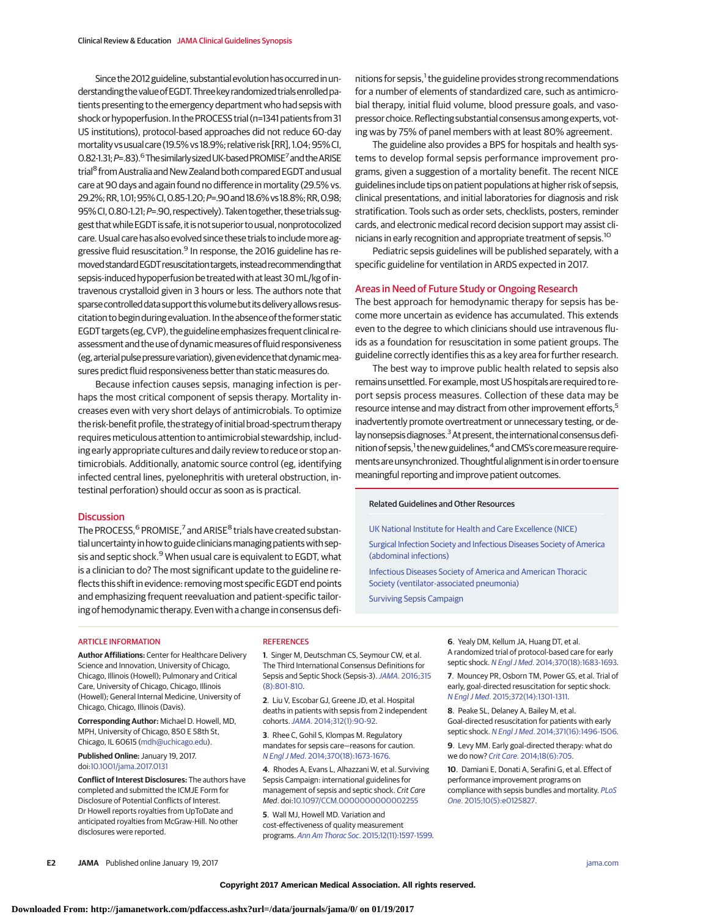Since the 2012 guideline, substantial evolution has occurred in understanding the value of EGDT. Three key randomized trials enrolled patients presenting to the emergency department who had sepsis with shock or hypoperfusion. In the PROCESS trial (n=1341 patients from 31 US institutions), protocol-based approaches did not reduce 60-day mortality vs usual care (19.5% vs 18.9%; relative risk [RR], 1.04; 95% CI, 0.82-1.31; P=.83).[6] The similarly sized UK-based PROMISE[7] and the ARISE trial[8] from Australia and New Zealand both compared EGDT and usual care at 90 days and again found no difference in mortality (29.5% vs. 29.2%; RR, 1.01; 95% CI, 0.85-1.20; P=.90 and 18.6% vs 18.8%; RR, 0.98; 95% CI, 0.80-1.21; P=.90, respectively). Taken together, these trials suggest that while EGDT is safe, it is not superior to usual, nonprotocolized care. Usual care has also evolved since these trials to include more aggressive fluid resuscitation.[9] In response, the 2016 guideline has removed standard EGDT resuscitation targets, instead recommending that sepsis-induced hypoperfusion be treated with at least 30 mL/kg of intravenous crystalloid given in 3 hours or less. The authors note that sparse controlled data support this volume but its delivery allows resuscitation to begin during evaluation. In the absence of the former static EGDT targets (eg, CVP), the guideline emphasizes frequent clinical reassessment and the use of dynamic measures of fluid responsiveness (eg, arterial pulse pressure variation), given evidence that dynamic measures predict fluid responsiveness better than static measures do.

Because infection causes sepsis, managing infection is perhaps the most critical component of sepsis therapy. Mortality increases even with very short delays of antimicrobials. To optimize the risk-benefit profile, the strategy of initial broad-spectrum therapy requires meticulous attention to antimicrobial stewardship, including early appropriate cultures and daily review to reduce or stop antimicrobials. Additionally, anatomic source control (eg, identifying infected central lines, pyelonephritis with ureteral obstruction, intestinal perforation) should occur as soon as is practical.

## Discussion

The PROCESS,[6] PROMISE,[7] and ARISE[8] trials have created substantial uncertainty in how to guide clinicians managing patients with sepsis and septic shock.[9] When usual care is equivalent to EGDT, what is a clinician to do? The most significant update to the guideline reflects this shift in evidence: removing most specific EGDT end points and emphasizing frequent reevaluation and patient-specific tailoring of hemodynamic therapy. Even with a change in consensus definitions for sepsis,[1] the guideline provides strong recommendations for a number of elements of standardized care, such as antimicrobial therapy, initial fluid volume, blood pressure goals, and vasopressor choice. Reflecting substantial consensus among experts, voting was by 75% of panel members with at least 80% agreement.

The guideline also provides a BPS for hospitals and health systems to develop formal sepsis performance improvement programs, given a suggestion of a mortality benefit. The recent NICE guidelines include tips on patient populations at higher risk of sepsis, clinical presentations, and initial laboratories for diagnosis and risk stratification. Tools such as order sets, checklists, posters, reminder cards, and electronic medical record decision support may assist clinicians in early recognition and appropriate treatment of sepsis.[10]

Pediatric sepsis guidelines will be published separately, with a specific guideline for ventilation in ARDS expected in 2017.

## Areas in Need of Future Study or Ongoing Research

The best approach for hemodynamic therapy for sepsis has become more uncertain as evidence has accumulated. This extends even to the degree to which clinicians should use intravenous fluids as a foundation for resuscitation in some patient groups. The guideline correctly identifies this as a key area for further research.

The best way to improve public health related to sepsis also remains unsettled. For example, most US hospitals are required to report sepsis process measures. Collection of these data may be resource intense and may distract from other improvement efforts,[5] inadvertently promote overtreatment or unnecessary testing, or delay nonsepsis diagnoses.[3] At present, the international consensus definition of sepsis,[1] the new guidelines,[4] and CMS's core measure requirements are unsynchronized. Thoughtful alignment is in order to ensure meaningful reporting and improve patient outcomes.

### Related Guidelines and Other Resources

- UK National Institute for Health and Care Excellence (NICE)
- Surgical Infection Society and Infectious Diseases Society of America (abdominal infections)
- Infectious Diseases Society of America and American Thoracic Society (ventilator-associated pneumonia)
- Surviving Sepsis Campaign

## ARTICLE INFORMATION

**Author Affiliations:** Center for Healthcare Delivery Science and Innovation, University of Chicago, Chicago, Illinois (Howell); Pulmonary and Critical Care, University of Chicago, Chicago, Illinois (Howell); General Internal Medicine, University of Chicago, Chicago, Illinois (Davis).

**Corresponding Author:** Michael D. Howell, MD, MPH, University of Chicago, 850 E 58th St, Chicago, IL 60615 (mdh@uchicago.edu).

**Published Online:** January 19, 2017. doi:10.1001/jama.2017.0131

**Conflict of Interest Disclosures:** The authors have completed and submitted the ICMJE Form for Disclosure of Potential Conflicts of Interest. Dr Howell reports royalties from UpToDate and anticipated royalties from McGraw-Hill. No other disclosures were reported.

## REFERENCES

1. Singer M, Deutschman CS, Seymour CW, et al. The Third International Consensus Definitions for Sepsis and Septic Shock (Sepsis-3). *JAMA*. 2016;315(8):801-810.
2. Liu V, Escobar GJ, Greene JD, et al. Hospital deaths in patients with sepsis from 2 independent cohorts. *JAMA*. 2014;312(1):90-92.
3. Rhee C, Gohil S, Klompas M. Regulatory mandates for sepsis care—reasons for caution. *N Engl J Med*. 2014;370(18):1673-1676.
4. Rhodes A, Evans L, Alhazzani W, et al. Surviving Sepsis Campaign: international guidelines for management of sepsis and septic shock. *Crit Care Med*. doi:10.1097/CCM.0000000000002255
5. Wall MJ, Howell MD. Variation and cost-effectiveness of quality measurement programs. *Ann Am Thorac Soc*. 2015;12(11):1597-1599.
6. Yealy DM, Kellum JA, Huang DT, et al. A randomized trial of protocol-based care for early septic shock. *N Engl J Med*. 2014;370(18):1683-1693.
7. Mouncey PR, Osborn TM, Power GS, et al. Trial of early, goal-directed resuscitation for septic shock. *N Engl J Med*. 2015;372(14):1301-1311.
8. Peake SL, Delaney A, Bailey M, et al. Goal-directed resuscitation for patients with early septic shock. *N Engl J Med*. 2014;371(16):1496-1506.
9. Levy MM. Early goal-directed therapy: what do we do now? *Crit Care*. 2014;18(6):705.
10. Damiani E, Donati A, Serafini G, et al. Effect of performance improvement programs on compliance with sepsis bundles and mortality. *PLoS One*. 2015;10(5):e0125827.